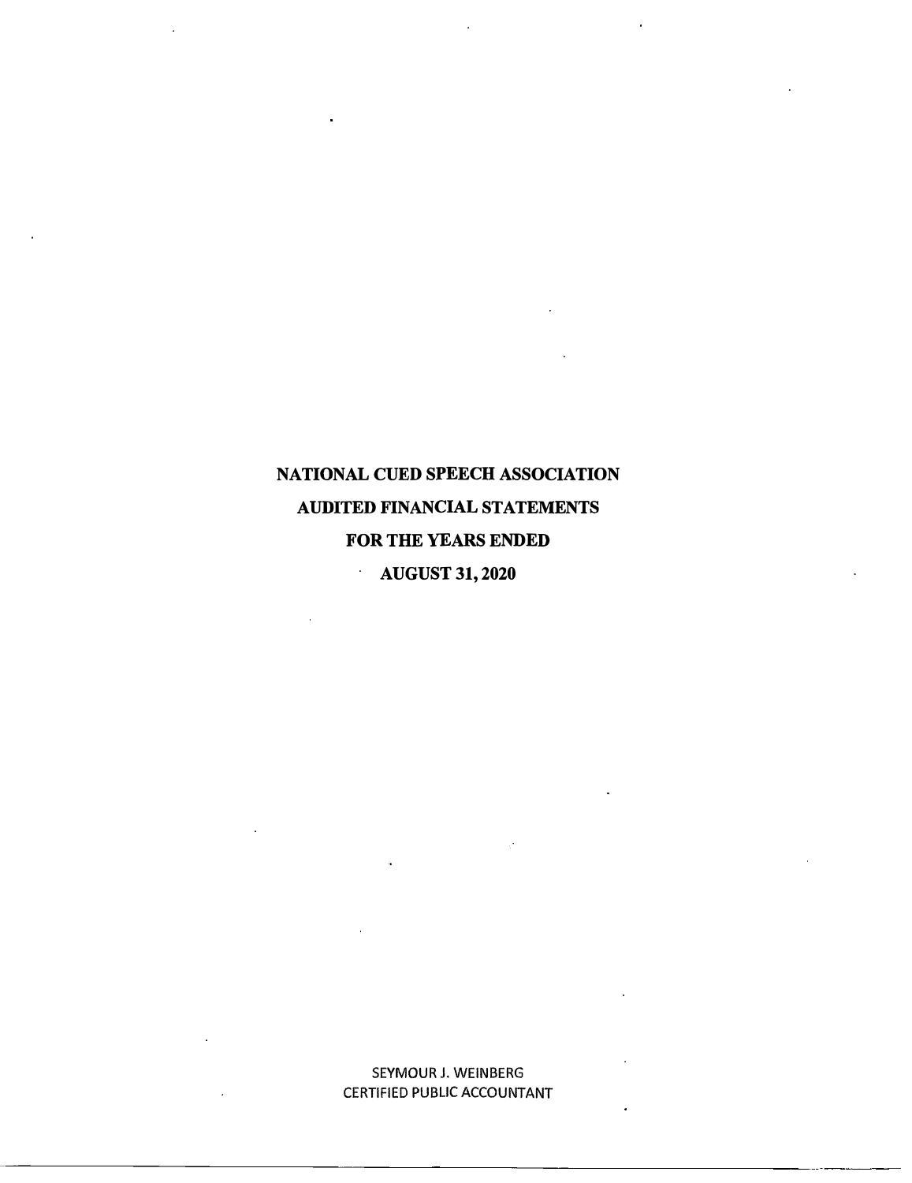# NATIONAL CUED SPEECH ASSOCIATION

# AUDITED FINANCIAL STATEMENTS

# FOR THE YEARS ENDED

# AUGUST 31, 2020

SEYMOUR J. WEINBERG
CERTIFIED PUBLIC ACCOUNTANT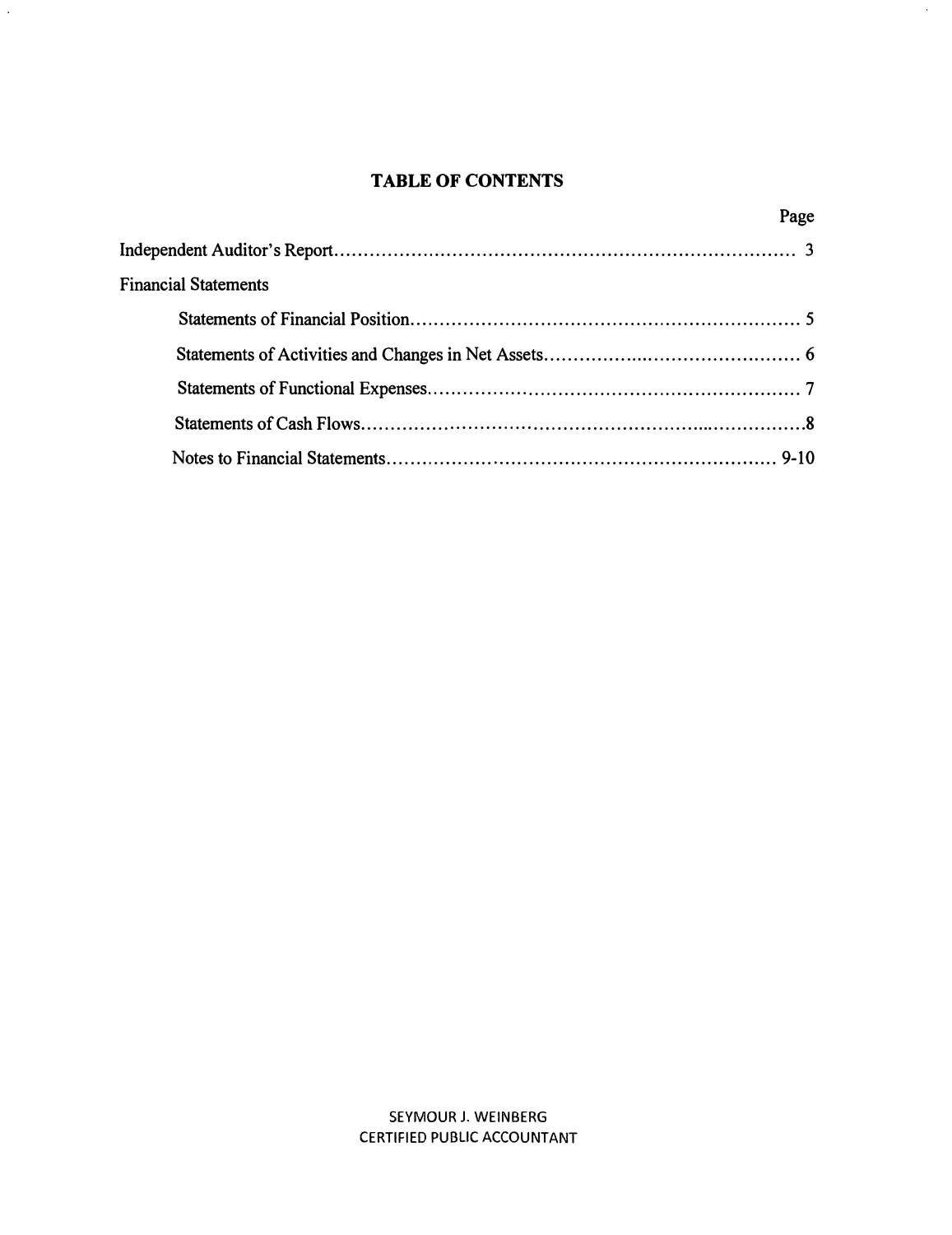# TABLE OF CONTENTS

| | Page |
|---|---|
| Independent Auditor's Report | 3 |
| Financial Statements | |
| Statements of Financial Position | 5 |
| Statements of Activities and Changes in Net Assets | 6 |
| Statements of Functional Expenses | 7 |
| Statements of Cash Flows | 8 |
| Notes to Financial Statements | 9-10 |

SEYMOUR J. WEINBERG
CERTIFIED PUBLIC ACCOUNTANT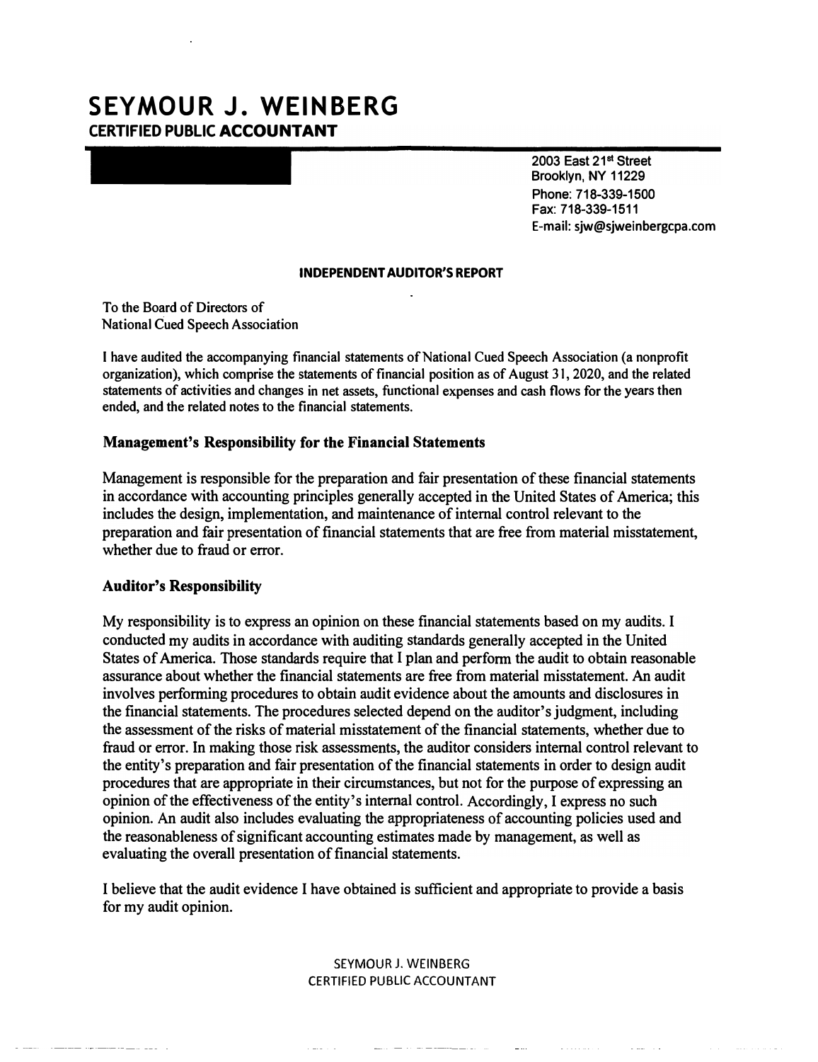# SEYMOUR J. WEINBERG

**CERTIFIED PUBLIC ACCOUNTANT**

2003 East 21st Street
Brooklyn, NY 11229
Phone: 718-339-1500
Fax: 718-339-1511
E-mail: sjw@sjweinbergcpa.com

**INDEPENDENT AUDITOR'S REPORT**

To the Board of Directors of
National Cued Speech Association

I have audited the accompanying financial statements of National Cued Speech Association (a nonprofit organization), which comprise the statements of financial position as of August 31, 2020, and the related statements of activities and changes in net assets, functional expenses and cash flows for the years then ended, and the related notes to the financial statements.

### Management's Responsibility for the Financial Statements

Management is responsible for the preparation and fair presentation of these financial statements in accordance with accounting principles generally accepted in the United States of America; this includes the design, implementation, and maintenance of internal control relevant to the preparation and fair presentation of financial statements that are free from material misstatement, whether due to fraud or error.

### Auditor's Responsibility

My responsibility is to express an opinion on these financial statements based on my audits. I conducted my audits in accordance with auditing standards generally accepted in the United States of America. Those standards require that I plan and perform the audit to obtain reasonable assurance about whether the financial statements are free from material misstatement. An audit involves performing procedures to obtain audit evidence about the amounts and disclosures in the financial statements. The procedures selected depend on the auditor's judgment, including the assessment of the risks of material misstatement of the financial statements, whether due to fraud or error. In making those risk assessments, the auditor considers internal control relevant to the entity's preparation and fair presentation of the financial statements in order to design audit procedures that are appropriate in their circumstances, but not for the purpose of expressing an opinion of the effectiveness of the entity's internal control. Accordingly, I express no such opinion. An audit also includes evaluating the appropriateness of accounting policies used and the reasonableness of significant accounting estimates made by management, as well as evaluating the overall presentation of financial statements.

I believe that the audit evidence I have obtained is sufficient and appropriate to provide a basis for my audit opinion.

SEYMOUR J. WEINBERG
CERTIFIED PUBLIC ACCOUNTANT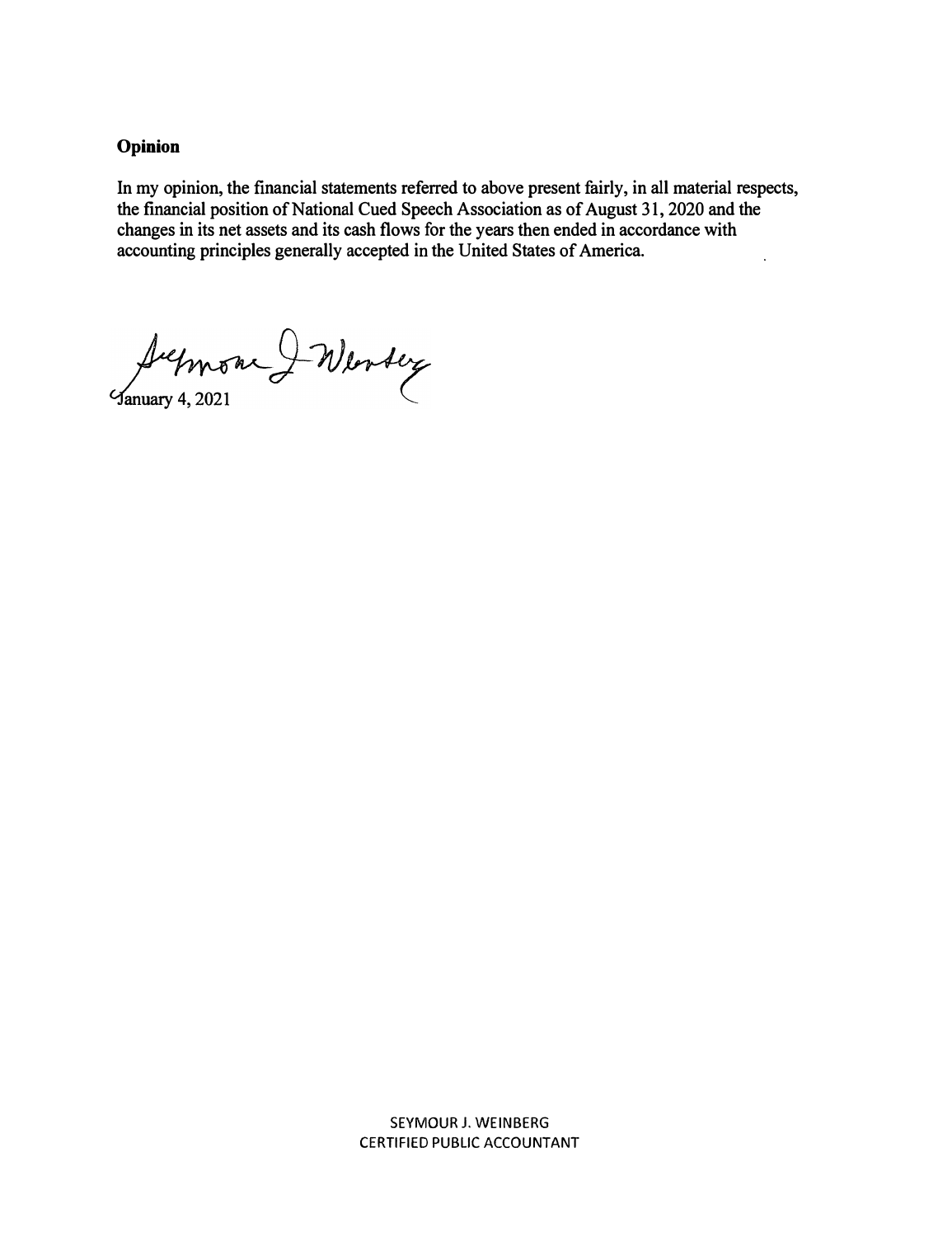**Opinion**

In my opinion, the financial statements referred to above present fairly, in all material respects, the financial position of National Cued Speech Association as of August 31, 2020 and the changes in its net assets and its cash flows for the years then ended in accordance with accounting principles generally accepted in the United States of America.

Seymour J Weinberg

January 4, 2021

SEYMOUR J. WEINBERG
CERTIFIED PUBLIC ACCOUNTANT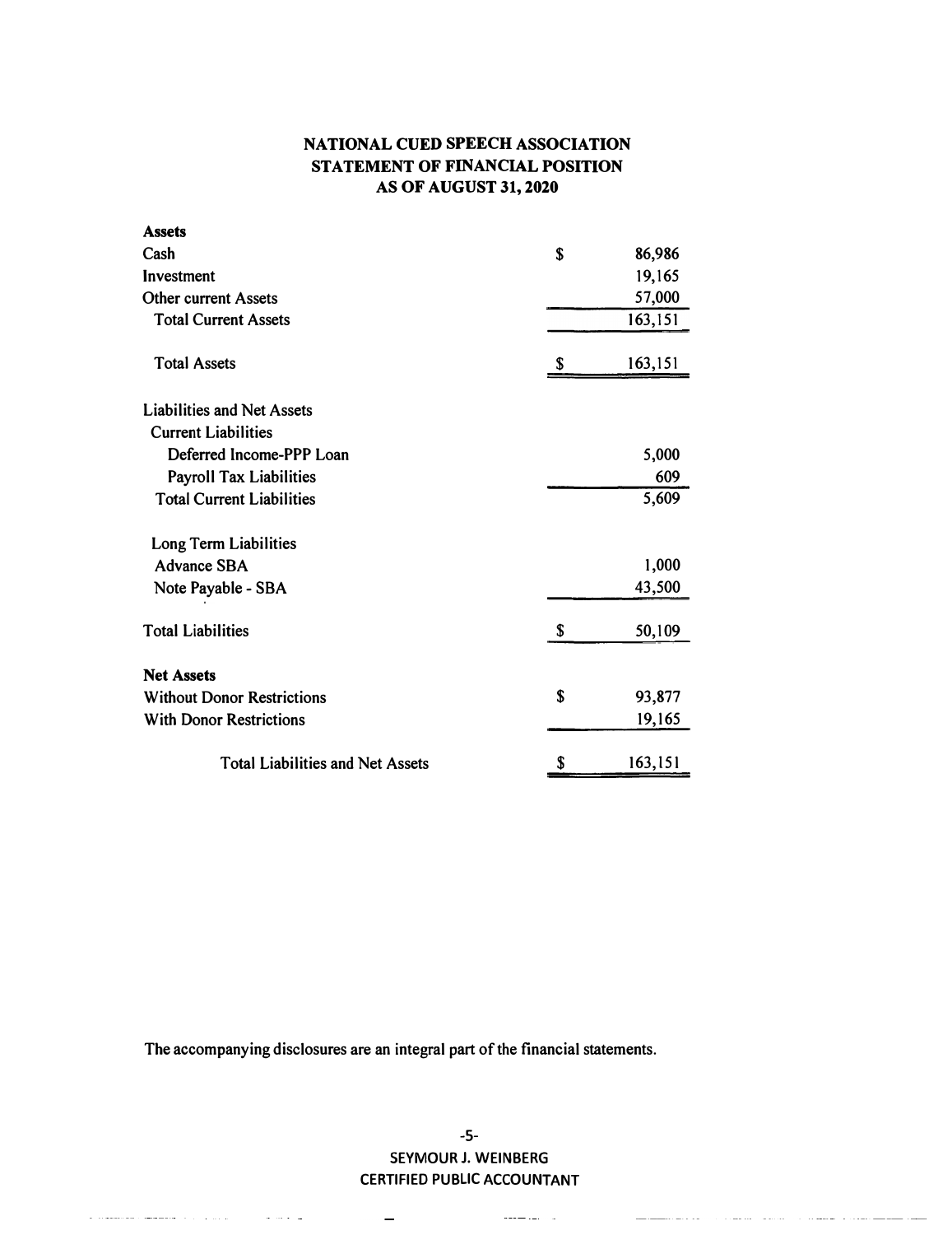# NATIONAL CUED SPEECH ASSOCIATION
## STATEMENT OF FINANCIAL POSITION
## AS OF AUGUST 31, 2020

| | | |
|---|---|---|
| **Assets** | | |
| Cash | $ | 86,986 |
| Investment | | 19,165 |
| Other current Assets | | 57,000 |
| Total Current Assets | | 163,151 |
| | | |
| Total Assets | $ | 163,151 |
| | | |
| Liabilities and Net Assets | | |
| Current Liabilities | | |
| Deferred Income-PPP Loan | | 5,000 |
| Payroll Tax Liabilities | | 609 |
| Total Current Liabilities | | 5,609 |
| | | |
| Long Term Liabilities | | |
| Advance SBA | | 1,000 |
| Note Payable - SBA | | 43,500 |
| | | |
| Total Liabilities | $ | 50,109 |
| | | |
| **Net Assets** | | |
| Without Donor Restrictions | $ | 93,877 |
| With Donor Restrictions | | 19,165 |
| | | |
| Total Liabilities and Net Assets | $ | 163,151 |

The accompanying disclosures are an integral part of the financial statements.

SEYMOUR J. WEINBERG
CERTIFIED PUBLIC ACCOUNTANT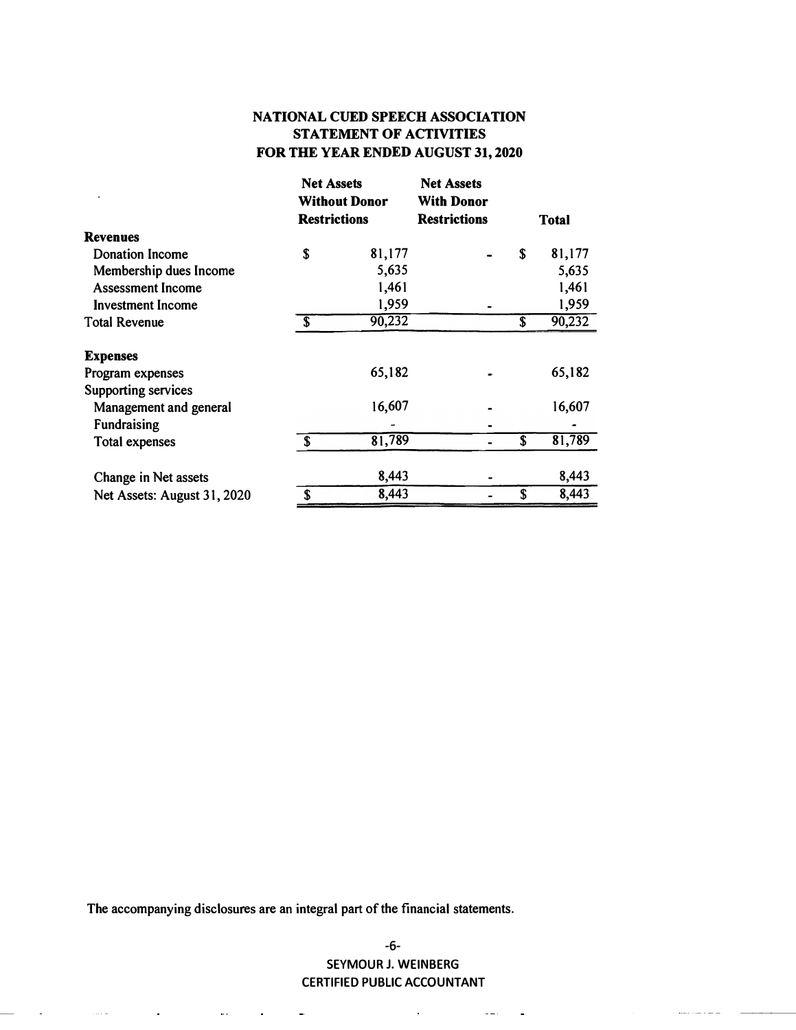# NATIONAL CUED SPEECH ASSOCIATION
## STATEMENT OF ACTIVITIES
## FOR THE YEAR ENDED AUGUST 31, 2020

| | Net Assets Without Donor Restrictions | Net Assets With Donor Restrictions | Total |
|---|---|---|---|
| **Revenues** | | | |
| Donation Income | $ 81,177 | - | $ 81,177 |
| Membership dues Income | 5,635 | | 5,635 |
| Assessment Income | 1,461 | | 1,461 |
| Investment Income | 1,959 | - | 1,959 |
| Total Revenue | $ 90,232 | | $ 90,232 |
| | | | |
| **Expenses** | | | |
| Program expenses | 65,182 | - | 65,182 |
| Supporting services | | | |
| Management and general | 16,607 | - | 16,607 |
| Fundraising | - | - | - |
| Total expenses | $ 81,789 | - | $ 81,789 |
| | | | |
| Change in Net assets | 8,443 | - | 8,443 |
| Net Assets: August 31, 2020 | $ 8,443 | - | $ 8,443 |

The accompanying disclosures are an integral part of the financial statements.

SEYMOUR J. WEINBERG
CERTIFIED PUBLIC ACCOUNTANT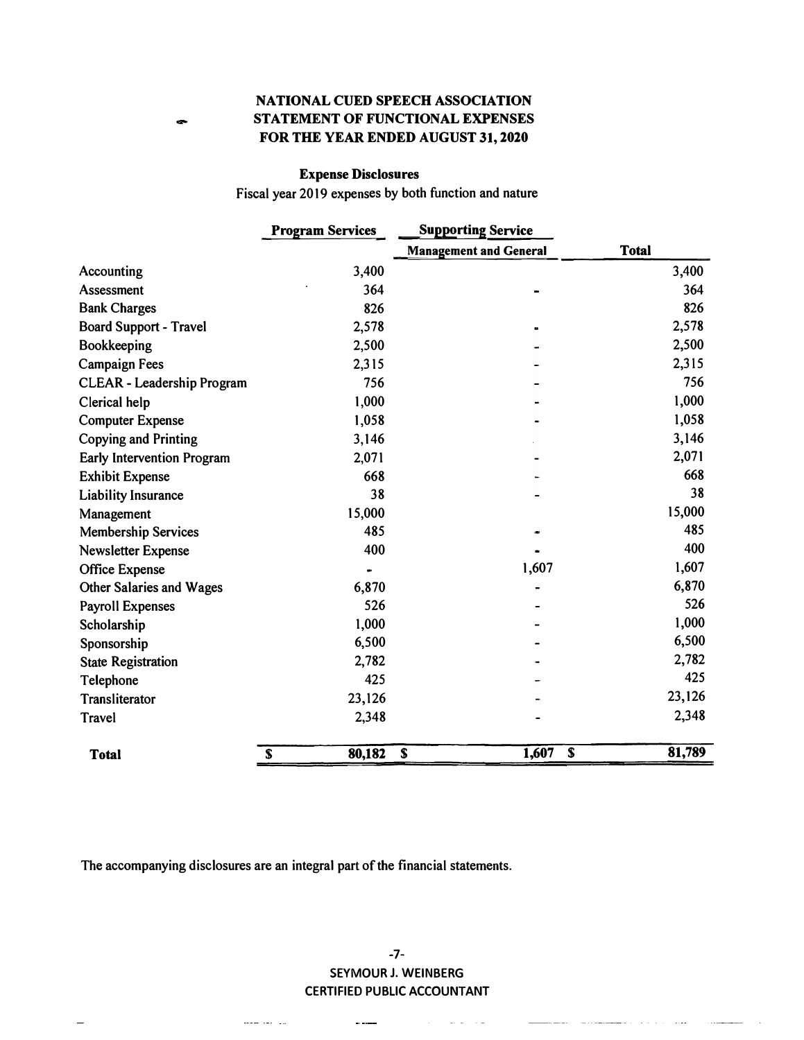# NATIONAL CUED SPEECH ASSOCIATION
## STATEMENT OF FUNCTIONAL EXPENSES
## FOR THE YEAR ENDED AUGUST 31, 2020

### Expense Disclosures

Fiscal year 2019 expenses by both function and nature

| | Program Services | Supporting Service | |
|---|---|---|---|
| | | Management and General | Total |
| Accounting | 3,400 | | 3,400 |
| Assessment | 364 | - | 364 |
| Bank Charges | 826 | | 826 |
| Board Support - Travel | 2,578 | - | 2,578 |
| Bookkeeping | 2,500 | - | 2,500 |
| Campaign Fees | 2,315 | - | 2,315 |
| CLEAR - Leadership Program | 756 | - | 756 |
| Clerical help | 1,000 | - | 1,000 |
| Computer Expense | 1,058 | - | 1,058 |
| Copying and Printing | 3,146 | | 3,146 |
| Early Intervention Program | 2,071 | - | 2,071 |
| Exhibit Expense | 668 | - | 668 |
| Liability Insurance | 38 | - | 38 |
| Management | 15,000 | | 15,000 |
| Membership Services | 485 | - | 485 |
| Newsletter Expense | 400 | - | 400 |
| Office Expense | - | 1,607 | 1,607 |
| Other Salaries and Wages | 6,870 | - | 6,870 |
| Payroll Expenses | 526 | - | 526 |
| Scholarship | 1,000 | - | 1,000 |
| Sponsorship | 6,500 | - | 6,500 |
| State Registration | 2,782 | - | 2,782 |
| Telephone | 425 | - | 425 |
| Transliterator | 23,126 | - | 23,126 |
| Travel | 2,348 | - | 2,348 |
| **Total** | **$ 80,182** | **$ 1,607** | **$ 81,789** |

The accompanying disclosures are an integral part of the financial statements.

SEYMOUR J. WEINBERG
CERTIFIED PUBLIC ACCOUNTANT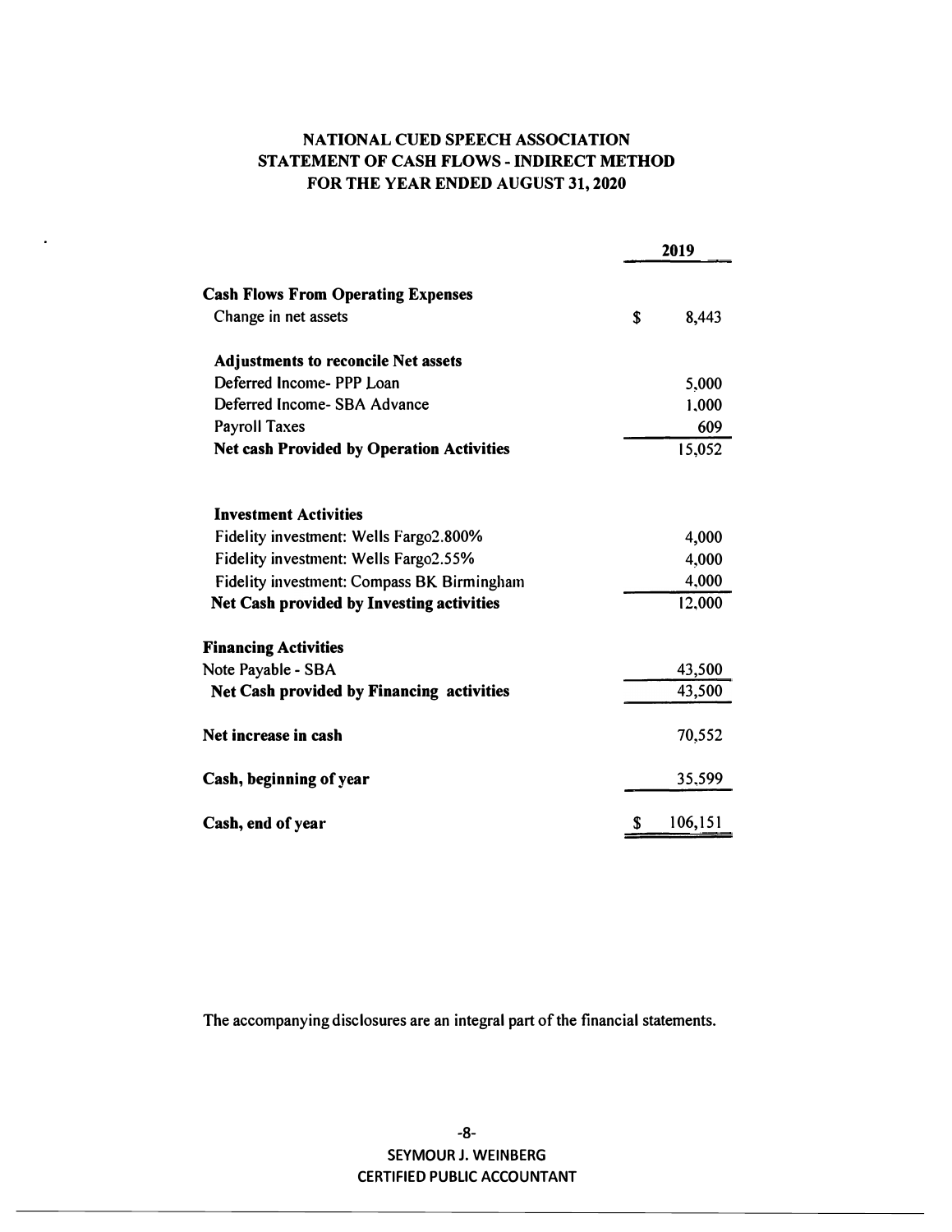# NATIONAL CUED SPEECH ASSOCIATION
## STATEMENT OF CASH FLOWS - INDIRECT METHOD
## FOR THE YEAR ENDED AUGUST 31, 2020

| | 2019 |
|---|---|
| **Cash Flows From Operating Expenses** | |
| Change in net assets | $ 8,443 |
| | |
| **Adjustments to reconcile Net assets** | |
| Deferred Income- PPP Loan | 5,000 |
| Deferred Income- SBA Advance | 1,000 |
| Payroll Taxes | 609 |
| **Net cash Provided by Operation Activities** | 15,052 |
| | |
| **Investment Activities** | |
| Fidelity investment: Wells Fargo2.800% | 4,000 |
| Fidelity investment: Wells Fargo2.55% | 4,000 |
| Fidelity investment: Compass BK Birmingham | 4,000 |
| **Net Cash provided by Investing activities** | 12,000 |
| | |
| **Financing Activities** | |
| Note Payable - SBA | 43,500 |
| **Net Cash provided by Financing activities** | 43,500 |
| | |
| **Net increase in cash** | 70,552 |
| | |
| **Cash, beginning of year** | 35,599 |
| | |
| **Cash, end of year** | $ 106,151 |

The accompanying disclosures are an integral part of the financial statements.

SEYMOUR J. WEINBERG
CERTIFIED PUBLIC ACCOUNTANT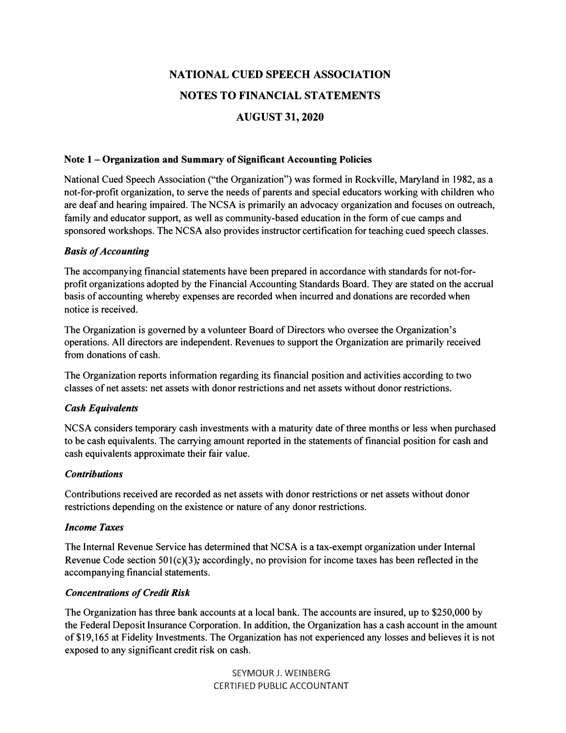# NATIONAL CUED SPEECH ASSOCIATION

## NOTES TO FINANCIAL STATEMENTS

## AUGUST 31, 2020

### Note 1 – Organization and Summary of Significant Accounting Policies

National Cued Speech Association ("the Organization") was formed in Rockville, Maryland in 1982, as a not-for-profit organization, to serve the needs of parents and special educators working with children who are deaf and hearing impaired. The NCSA is primarily an advocacy organization and focuses on outreach, family and educator support, as well as community-based education in the form of cue camps and sponsored workshops. The NCSA also provides instructor certification for teaching cued speech classes.

***Basis of Accounting***

The accompanying financial statements have been prepared in accordance with standards for not-for-profit organizations adopted by the Financial Accounting Standards Board. They are stated on the accrual basis of accounting whereby expenses are recorded when incurred and donations are recorded when notice is received.

The Organization is governed by a volunteer Board of Directors who oversee the Organization's operations. All directors are independent. Revenues to support the Organization are primarily received from donations of cash.

The Organization reports information regarding its financial position and activities according to two classes of net assets: net assets with donor restrictions and net assets without donor restrictions.

***Cash Equivalents***

NCSA considers temporary cash investments with a maturity date of three months or less when purchased to be cash equivalents. The carrying amount reported in the statements of financial position for cash and cash equivalents approximate their fair value.

***Contributions***

Contributions received are recorded as net assets with donor restrictions or net assets without donor restrictions depending on the existence or nature of any donor restrictions.

***Income Taxes***

The Internal Revenue Service has determined that NCSA is a tax-exempt organization under Internal Revenue Code section 501(c)(3); accordingly, no provision for income taxes has been reflected in the accompanying financial statements.

***Concentrations of Credit Risk***

The Organization has three bank accounts at a local bank. The accounts are insured, up to $250,000 by the Federal Deposit Insurance Corporation. In addition, the Organization has a cash account in the amount of $19,165 at Fidelity Investments. The Organization has not experienced any losses and believes it is not exposed to any significant credit risk on cash.

SEYMOUR J. WEINBERG
CERTIFIED PUBLIC ACCOUNTANT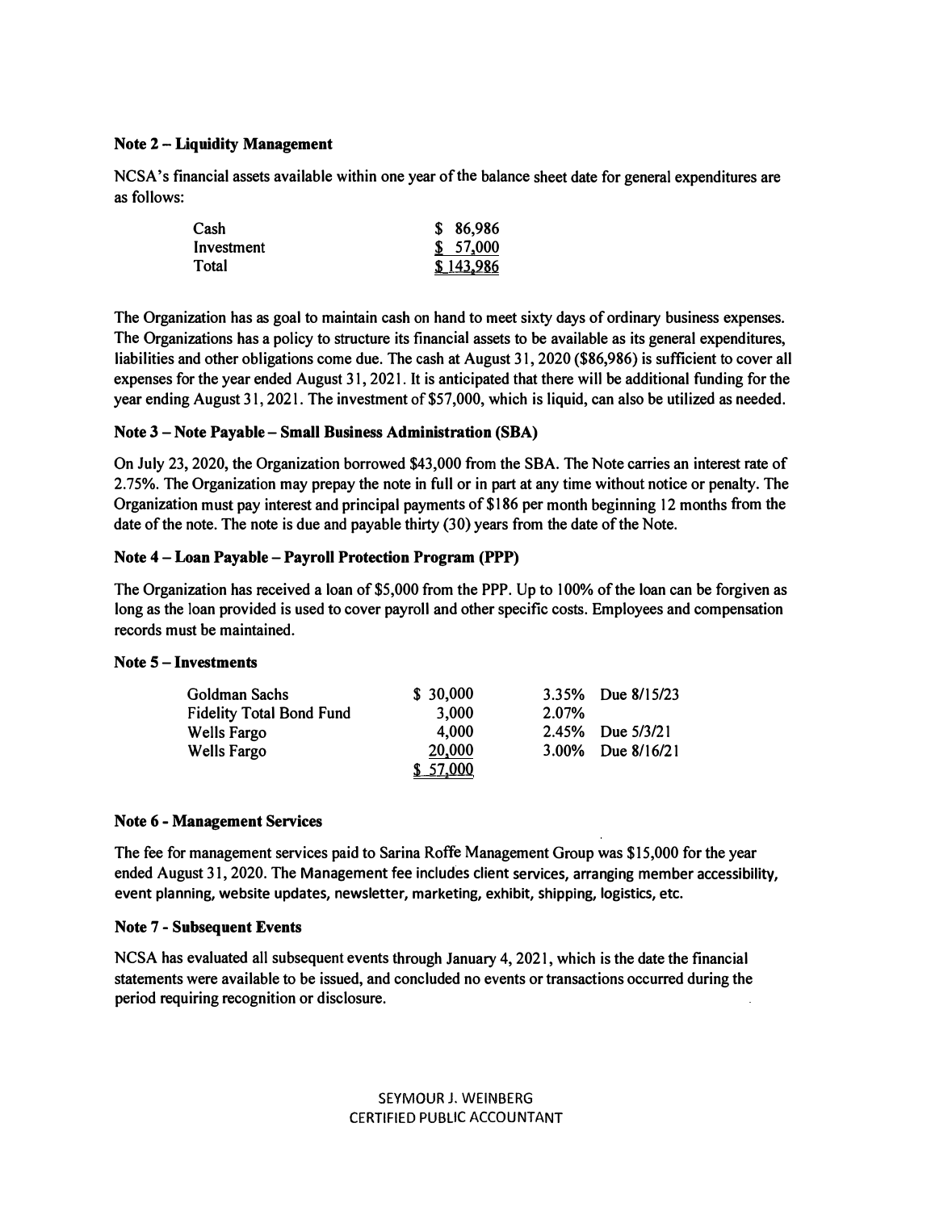**Note 2 – Liquidity Management**

NCSA's financial assets available within one year of the balance sheet date for general expenditures are as follows:

| | |
|---|---|
| Cash | $ 86,986 |
| Investment | $ 57,000 |
| Total | $ 143,986 |

The Organization has as goal to maintain cash on hand to meet sixty days of ordinary business expenses. The Organizations has a policy to structure its financial assets to be available as its general expenditures, liabilities and other obligations come due. The cash at August 31, 2020 ($86,986) is sufficient to cover all expenses for the year ended August 31, 2021. It is anticipated that there will be additional funding for the year ending August 31, 2021. The investment of $57,000, which is liquid, can also be utilized as needed.

**Note 3 – Note Payable – Small Business Administration (SBA)**

On July 23, 2020, the Organization borrowed $43,000 from the SBA. The Note carries an interest rate of 2.75%. The Organization may prepay the note in full or in part at any time without notice or penalty. The Organization must pay interest and principal payments of $186 per month beginning 12 months from the date of the note. The note is due and payable thirty (30) years from the date of the Note.

**Note 4 – Loan Payable – Payroll Protection Program (PPP)**

The Organization has received a loan of $5,000 from the PPP. Up to 100% of the loan can be forgiven as long as the loan provided is used to cover payroll and other specific costs. Employees and compensation records must be maintained.

**Note 5 – Investments**

| | | | |
|---|---|---|---|
| Goldman Sachs | $ 30,000 | 3.35% | Due 8/15/23 |
| Fidelity Total Bond Fund | 3,000 | 2.07% | |
| Wells Fargo | 4,000 | 2.45% | Due 5/3/21 |
| Wells Fargo | 20,000 | 3.00% | Due 8/16/21 |
| | $ 57,000 | | |

**Note 6 - Management Services**

The fee for management services paid to Sarina Roffe Management Group was $15,000 for the year ended August 31, 2020. The Management fee includes client services, arranging member accessibility, event planning, website updates, newsletter, marketing, exhibit, shipping, logistics, etc.

**Note 7 - Subsequent Events**

NCSA has evaluated all subsequent events through January 4, 2021, which is the date the financial statements were available to be issued, and concluded no events or transactions occurred during the period requiring recognition or disclosure.

SEYMOUR J. WEINBERG
CERTIFIED PUBLIC ACCOUNTANT